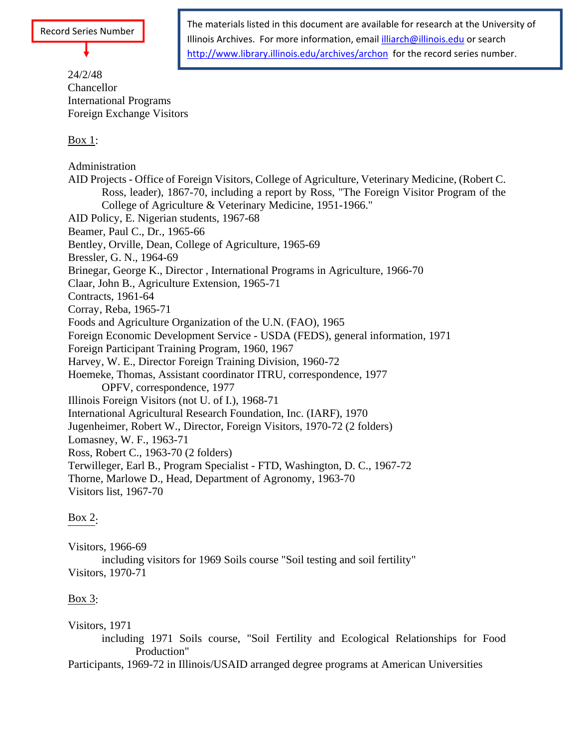Record Series Number

The materials listed in this document are available for research at the University of Illinois Archives. For more information, email illiarch@illinois.edu or search http://www.library.illinois.edu/archives/archon for the record series number.

24/2/48
Chancellor
International Programs
Foreign Exchange Visitors

Box 1:

Administration
AID Projects - Office of Foreign Visitors, College of Agriculture, Veterinary Medicine, (Robert C. Ross, leader), 1867-70, including a report by Ross, "The Foreign Visitor Program of the College of Agriculture & Veterinary Medicine, 1951-1966."
AID Policy, E. Nigerian students, 1967-68
Beamer, Paul C., Dr., 1965-66
Bentley, Orville, Dean, College of Agriculture, 1965-69
Bressler, G. N., 1964-69
Brinegar, George K., Director , International Programs in Agriculture, 1966-70
Claar, John B., Agriculture Extension, 1965-71
Contracts, 1961-64
Corray, Reba, 1965-71
Foods and Agriculture Organization of the U.N. (FAO), 1965
Foreign Economic Development Service - USDA (FEDS), general information, 1971
Foreign Participant Training Program, 1960, 1967
Harvey, W. E., Director Foreign Training Division, 1960-72
Hoemeke, Thomas, Assistant coordinator ITRU, correspondence, 1977
    OPFV, correspondence, 1977
Illinois Foreign Visitors (not U. of I.), 1968-71
International Agricultural Research Foundation, Inc. (IARF), 1970
Jugenheimer, Robert W., Director, Foreign Visitors, 1970-72 (2 folders)
Lomasney, W. F., 1963-71
Ross, Robert C., 1963-70 (2 folders)
Terwilleger, Earl B., Program Specialist - FTD, Washington, D. C., 1967-72
Thorne, Marlowe D., Head, Department of Agronomy, 1963-70
Visitors list, 1967-70

Box 2:

Visitors, 1966-69
    including visitors for 1969 Soils course "Soil testing and soil fertility"
Visitors, 1970-71

Box 3:

Visitors, 1971
    including 1971 Soils course, "Soil Fertility and Ecological Relationships for Food Production"
Participants, 1969-72 in Illinois/USAID arranged degree programs at American Universities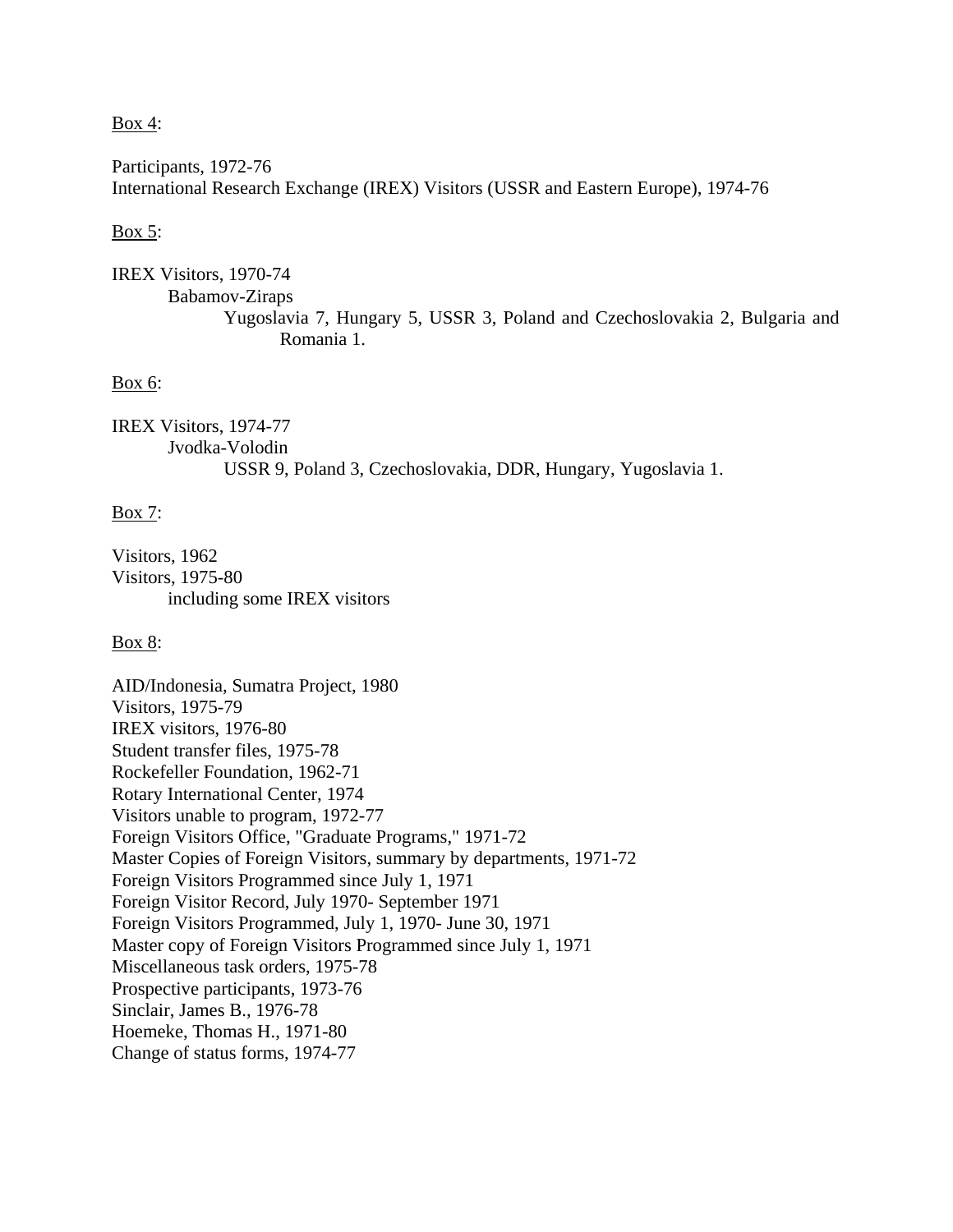<u>Box 4</u>:

Participants, 1972-76
International Research Exchange (IREX) Visitors (USSR and Eastern Europe), 1974-76

<u>Box 5</u>:

IREX Visitors, 1970-74
    Babamov-Ziraps
        Yugoslavia 7, Hungary 5, USSR 3, Poland and Czechoslovakia 2, Bulgaria and Romania 1.

<u>Box 6</u>:

IREX Visitors, 1974-77
    Jvodka-Volodin
        USSR 9, Poland 3, Czechoslovakia, DDR, Hungary, Yugoslavia 1.

<u>Box 7</u>:

Visitors, 1962
Visitors, 1975-80
    including some IREX visitors

<u>Box 8</u>:

AID/Indonesia, Sumatra Project, 1980
Visitors, 1975-79
IREX visitors, 1976-80
Student transfer files, 1975-78
Rockefeller Foundation, 1962-71
Rotary International Center, 1974
Visitors unable to program, 1972-77
Foreign Visitors Office, "Graduate Programs," 1971-72
Master Copies of Foreign Visitors, summary by departments, 1971-72
Foreign Visitors Programmed since July 1, 1971
Foreign Visitor Record, July 1970- September 1971
Foreign Visitors Programmed, July 1, 1970- June 30, 1971
Master copy of Foreign Visitors Programmed since July 1, 1971
Miscellaneous task orders, 1975-78
Prospective participants, 1973-76
Sinclair, James B., 1976-78
Hoemeke, Thomas H., 1971-80
Change of status forms, 1974-77